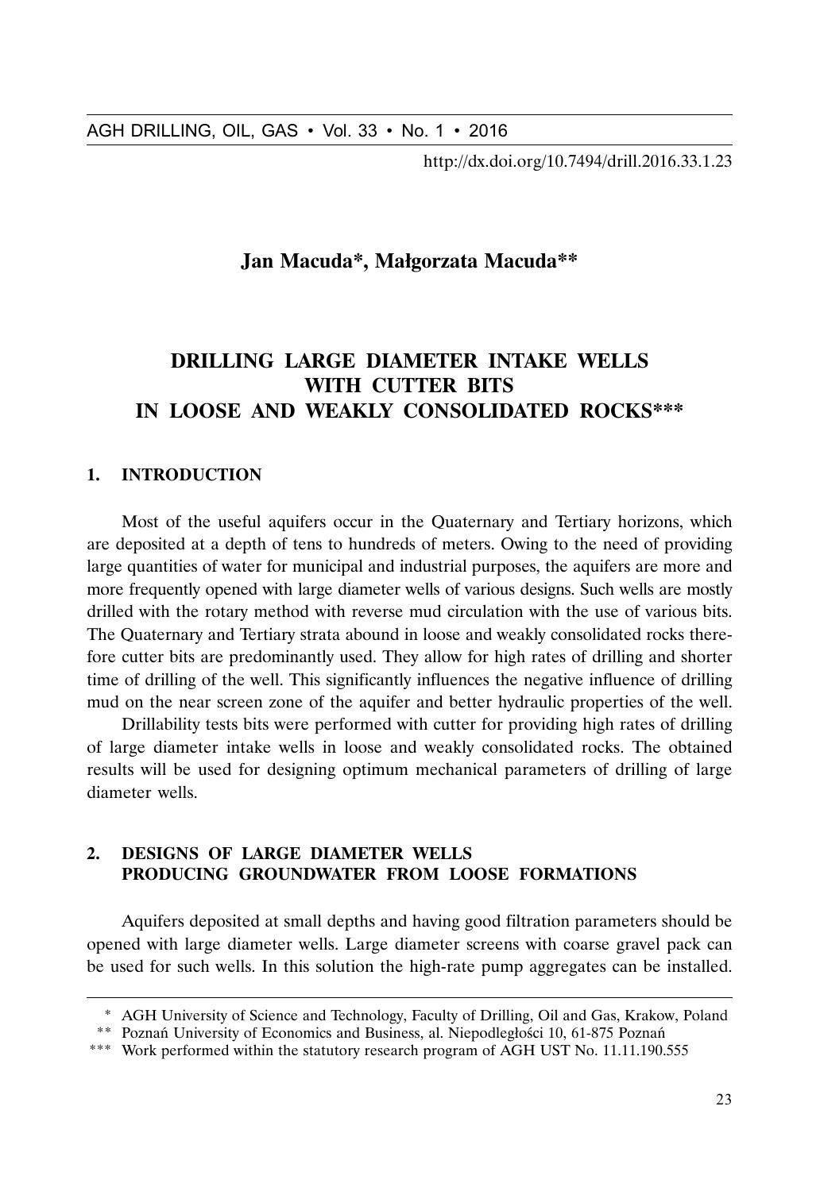http://dx.doi.org/10.7494/drill.2016.33.1.23

**Jan Macuda\*, Małgorzata Macuda\*\***

# DRILLING LARGE DIAMETER INTAKE WELLS WITH CUTTER BITS IN LOOSE AND WEAKLY CONSOLIDATED ROCKS\*\*\*

## 1. INTRODUCTION

Most of the useful aquifers occur in the Quaternary and Tertiary horizons, which are deposited at a depth of tens to hundreds of meters. Owing to the need of providing large quantities of water for municipal and industrial purposes, the aquifers are more and more frequently opened with large diameter wells of various designs. Such wells are mostly drilled with the rotary method with reverse mud circulation with the use of various bits. The Quaternary and Tertiary strata abound in loose and weakly consolidated rocks therefore cutter bits are predominantly used. They allow for high rates of drilling and shorter time of drilling of the well. This significantly influences the negative influence of drilling mud on the near screen zone of the aquifer and better hydraulic properties of the well.

Drillability tests bits were performed with cutter for providing high rates of drilling of large diameter intake wells in loose and weakly consolidated rocks. The obtained results will be used for designing optimum mechanical parameters of drilling of large diameter wells.

## 2. DESIGNS OF LARGE DIAMETER WELLS PRODUCING GROUNDWATER FROM LOOSE FORMATIONS

Aquifers deposited at small depths and having good filtration parameters should be opened with large diameter wells. Large diameter screens with coarse gravel pack can be used for such wells. In this solution the high-rate pump aggregates can be installed.

---

\* AGH University of Science and Technology, Faculty of Drilling, Oil and Gas, Krakow, Poland

\*\* Poznań University of Economics and Business, al. Niepodległości 10, 61-875 Poznań

\*\*\* Work performed within the statutory research program of AGH UST No. 11.11.190.555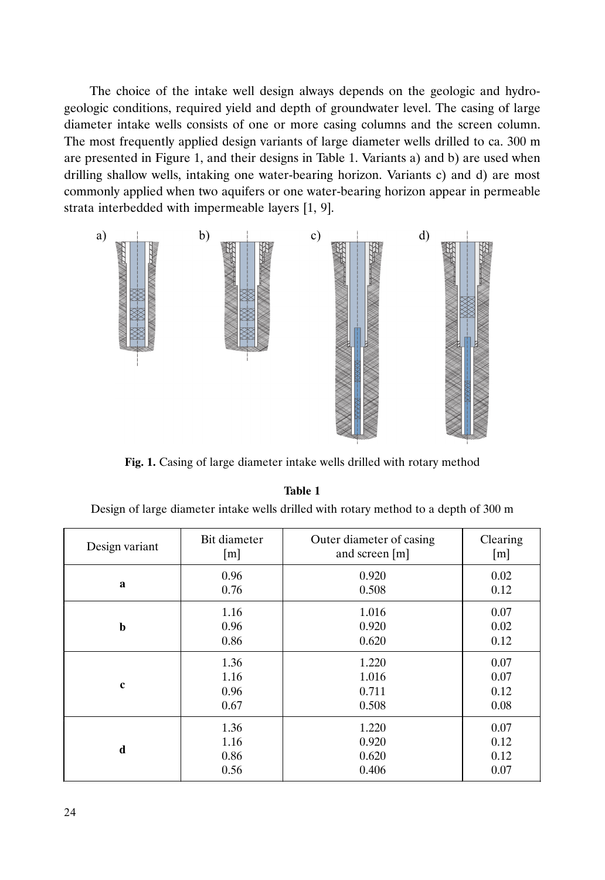The choice of the intake well design always depends on the geologic and hydrogeologic conditions, required yield and depth of groundwater level. The casing of large diameter intake wells consists of one or more casing columns and the screen column. The most frequently applied design variants of large diameter wells drilled to ca. 300 m are presented in Figure 1, and their designs in Table 1. Variants a) and b) are used when drilling shallow wells, intaking one water-bearing horizon. Variants c) and d) are most commonly applied when two aquifers or one water-bearing horizon appear in permeable strata interbedded with impermeable layers [1, 9].

**Fig. 1.** Casing of large diameter intake wells drilled with rotary method

**Table 1**

Design of large diameter intake wells drilled with rotary method to a depth of 300 m

| Design variant | Bit diameter [m] | Outer diameter of casing and screen [m] | Clearing [m] |
|---|---|---|---|
| **a** | 0.96<br>0.76 | 0.920<br>0.508 | 0.02<br>0.12 |
| **b** | 1.16<br>0.96<br>0.86 | 1.016<br>0.920<br>0.620 | 0.07<br>0.02<br>0.12 |
| **c** | 1.36<br>1.16<br>0.96<br>0.67 | 1.220<br>1.016<br>0.711<br>0.508 | 0.07<br>0.07<br>0.12<br>0.08 |
| **d** | 1.36<br>1.16<br>0.86<br>0.56 | 1.220<br>0.920<br>0.620<br>0.406 | 0.07<br>0.12<br>0.12<br>0.07 |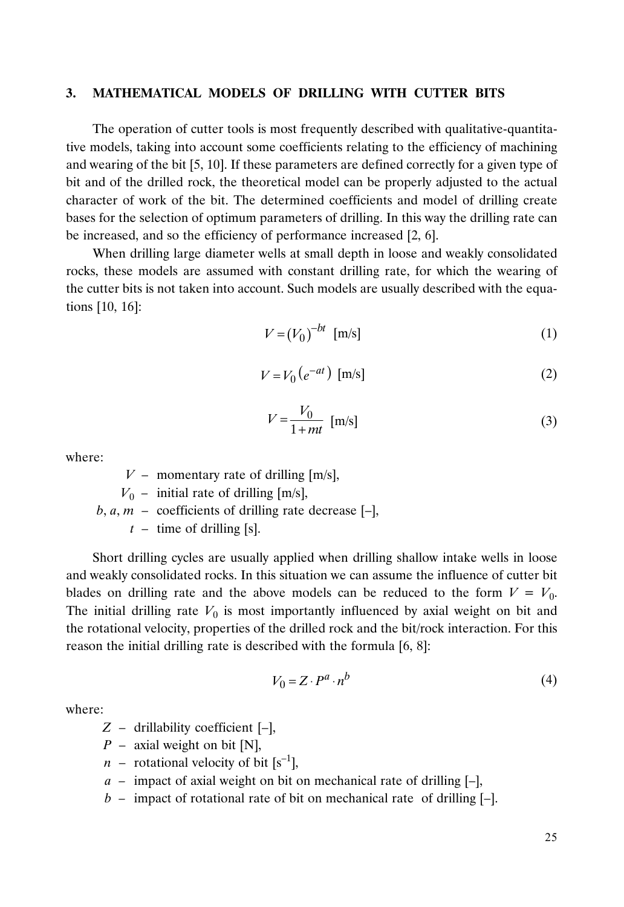## 3. MATHEMATICAL MODELS OF DRILLING WITH CUTTER BITS

The operation of cutter tools is most frequently described with qualitative-quantitative models, taking into account some coefficients relating to the efficiency of machining and wearing of the bit [5, 10]. If these parameters are defined correctly for a given type of bit and of the drilled rock, the theoretical model can be properly adjusted to the actual character of work of the bit. The determined coefficients and model of drilling create bases for the selection of optimum parameters of drilling. In this way the drilling rate can be increased, and so the efficiency of performance increased [2, 6].

When drilling large diameter wells at small depth in loose and weakly consolidated rocks, these models are assumed with constant drilling rate, for which the wearing of the cutter bits is not taken into account. Such models are usually described with the equations [10, 16]:

$$V = (V_0)^{-bt} \;\; \text{[m/s]} \tag{1}$$

$$V = V_0 \left(e^{-at}\right) \;\; \text{[m/s]} \tag{2}$$

$$V = \frac{V_0}{1 + mt} \;\; \text{[m/s]} \tag{3}$$

where:

- $V$ – momentary rate of drilling [m/s],
- $V_0$ – initial rate of drilling [m/s],
- $b$, $a$, $m$ – coefficients of drilling rate decrease [–],
- $t$ – time of drilling [s].

Short drilling cycles are usually applied when drilling shallow intake wells in loose and weakly consolidated rocks. In this situation we can assume the influence of cutter bit blades on drilling rate and the above models can be reduced to the form $V = V_0$. The initial drilling rate $V_0$ is most importantly influenced by axial weight on bit and the rotational velocity, properties of the drilled rock and the bit/rock interaction. For this reason the initial drilling rate is described with the formula [6, 8]:

$$V_0 = Z \cdot P^a \cdot n^b \tag{4}$$

where:

- $Z$ – drillability coefficient [–],
- $P$ – axial weight on bit [N],
- $n$ – rotational velocity of bit [$s^{-1}$],
- $a$ – impact of axial weight on bit on mechanical rate of drilling [–],
- $b$ – impact of rotational rate of bit on mechanical rate of drilling [–].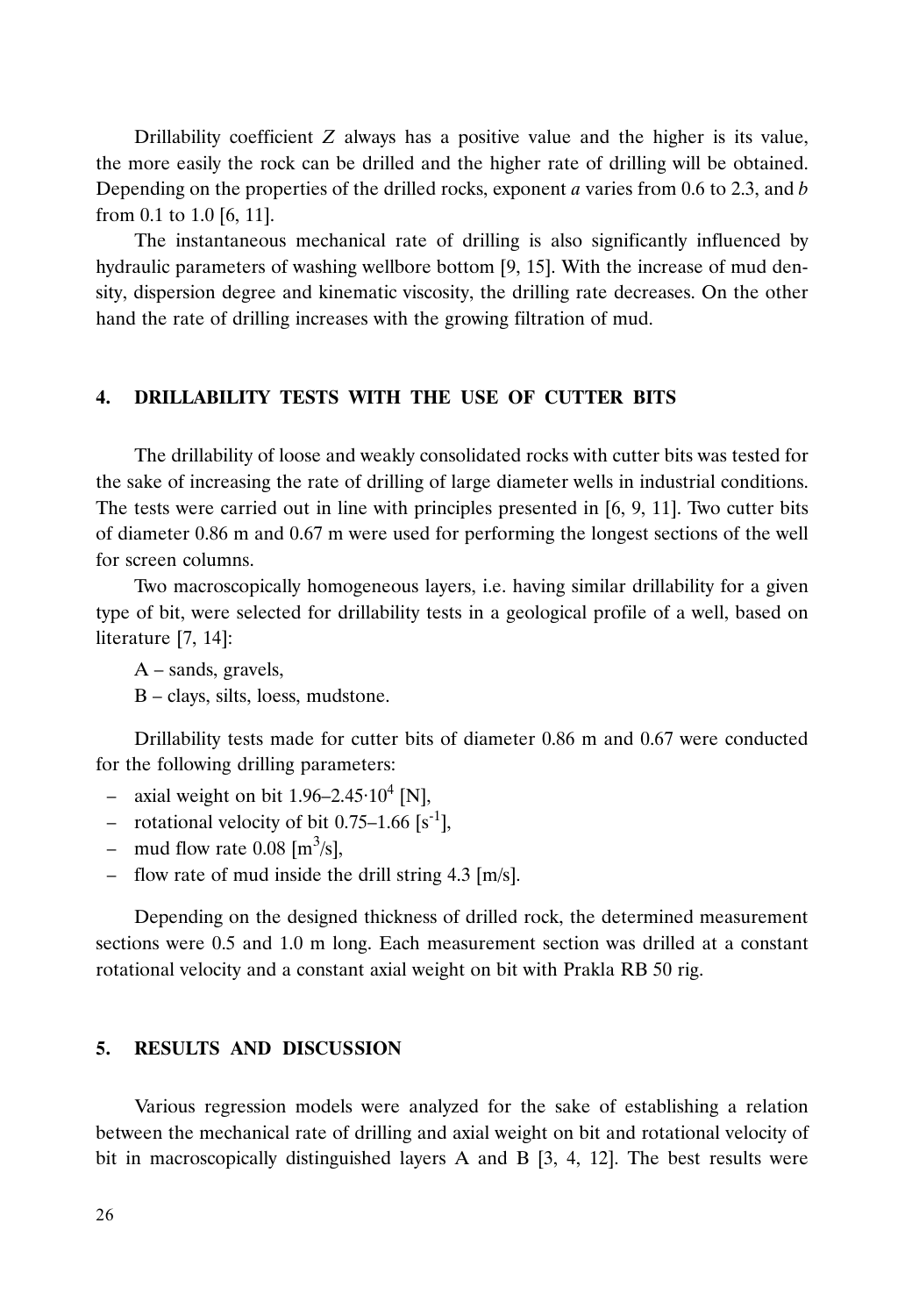Drillability coefficient $Z$ always has a positive value and the higher is its value, the more easily the rock can be drilled and the higher rate of drilling will be obtained. Depending on the properties of the drilled rocks, exponent $a$ varies from 0.6 to 2.3, and $b$ from 0.1 to 1.0 [6, 11].

The instantaneous mechanical rate of drilling is also significantly influenced by hydraulic parameters of washing wellbore bottom [9, 15]. With the increase of mud density, dispersion degree and kinematic viscosity, the drilling rate decreases. On the other hand the rate of drilling increases with the growing filtration of mud.

## 4. DRILLABILITY TESTS WITH THE USE OF CUTTER BITS

The drillability of loose and weakly consolidated rocks with cutter bits was tested for the sake of increasing the rate of drilling of large diameter wells in industrial conditions. The tests were carried out in line with principles presented in [6, 9, 11]. Two cutter bits of diameter 0.86 m and 0.67 m were used for performing the longest sections of the well for screen columns.

Two macroscopically homogeneous layers, i.e. having similar drillability for a given type of bit, were selected for drillability tests in a geological profile of a well, based on literature [7, 14]:

A – sands, gravels,

B – clays, silts, loess, mudstone.

Drillability tests made for cutter bits of diameter 0.86 m and 0.67 were conducted for the following drilling parameters:

- axial weight on bit $1.96–2.45 \cdot 10^4$ [N],
- rotational velocity of bit 0.75–1.66 [$s^{-1}$],
- mud flow rate 0.08 [$m^3/s$],
- flow rate of mud inside the drill string 4.3 [m/s].

Depending on the designed thickness of drilled rock, the determined measurement sections were 0.5 and 1.0 m long. Each measurement section was drilled at a constant rotational velocity and a constant axial weight on bit with Prakla RB 50 rig.

## 5. RESULTS AND DISCUSSION

Various regression models were analyzed for the sake of establishing a relation between the mechanical rate of drilling and axial weight on bit and rotational velocity of bit in macroscopically distinguished layers A and B [3, 4, 12]. The best results were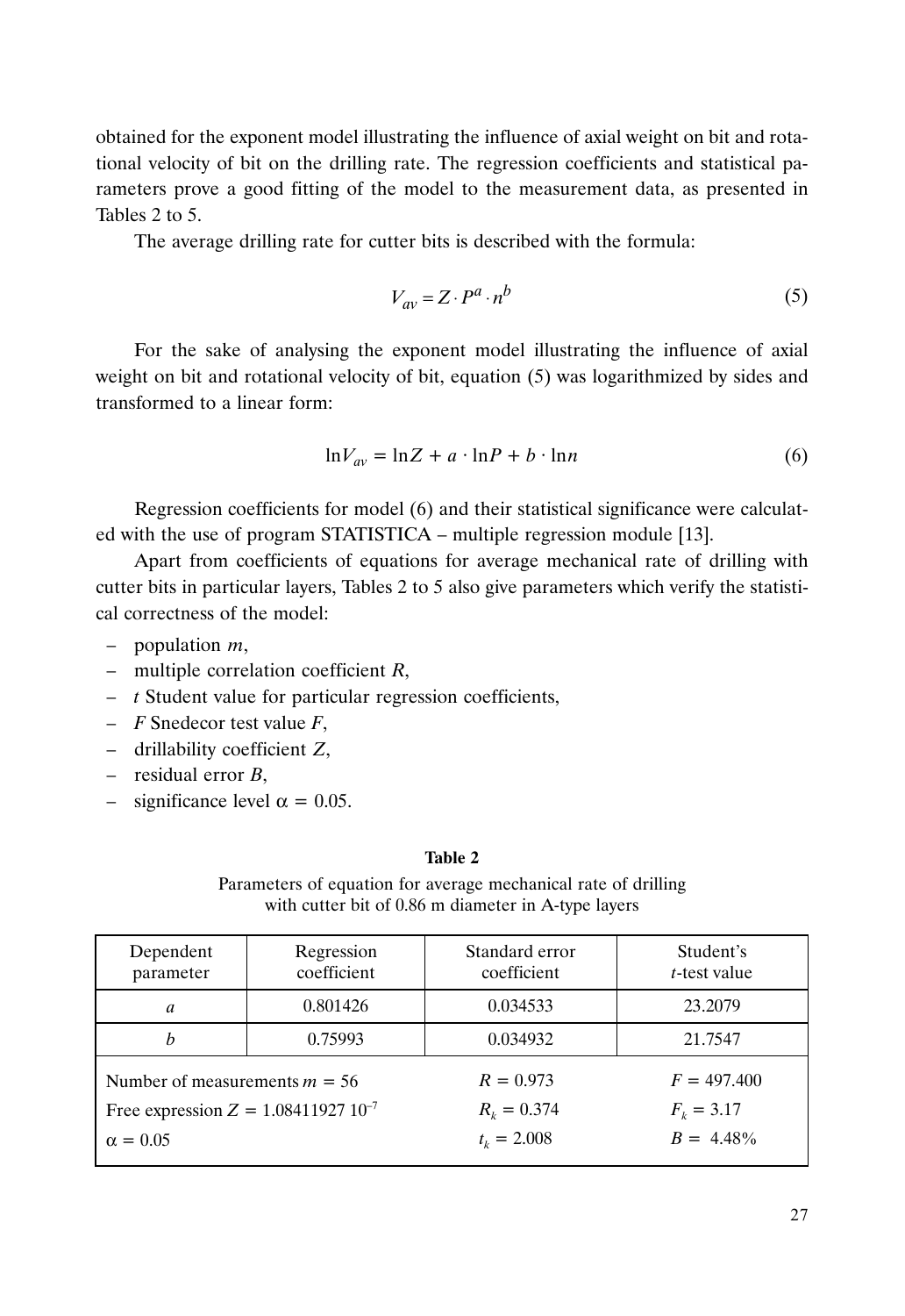obtained for the exponent model illustrating the influence of axial weight on bit and rotational velocity of bit on the drilling rate. The regression coefficients and statistical parameters prove a good fitting of the model to the measurement data, as presented in Tables 2 to 5.

The average drilling rate for cutter bits is described with the formula:

$$V_{av} = Z \cdot P^{a} \cdot n^{b} \tag{5}$$

For the sake of analysing the exponent model illustrating the influence of axial weight on bit and rotational velocity of bit, equation (5) was logarithmized by sides and transformed to a linear form:

$$\ln V_{av} = \ln Z + a \cdot \ln P + b \cdot \ln n \tag{6}$$

Regression coefficients for model (6) and their statistical significance were calculated with the use of program STATISTICA – multiple regression module [13].

Apart from coefficients of equations for average mechanical rate of drilling with cutter bits in particular layers, Tables 2 to 5 also give parameters which verify the statistical correctness of the model:

- population $m$,
- multiple correlation coefficient $R$,
- $t$ Student value for particular regression coefficients,
- $F$ Snedecor test value $F$,
- drillability coefficient $Z$,
- residual error $B$,
- significance level $\alpha = 0.05$.

**Table 2**

Parameters of equation for average mechanical rate of drilling with cutter bit of 0.86 m diameter in A-type layers

| Dependent parameter | Regression coefficient | Standard error coefficient | Student's $t$-test value |
|---|---|---|---|
| $a$ | 0.801426 | 0.034533 | 23.2079 |
| $b$ | 0.75993 | 0.034932 | 21.7547 |
| Number of measurements $m = 56$ | | $R = 0.973$ | $F = 497.400$ |
| Free expression $Z = 1.08411927\ 10^{-7}$ | | $R_k = 0.374$ | $F_k = 3.17$ |
| $\alpha = 0.05$ | | $t_k = 2.008$ | $B = 4.48\%$ |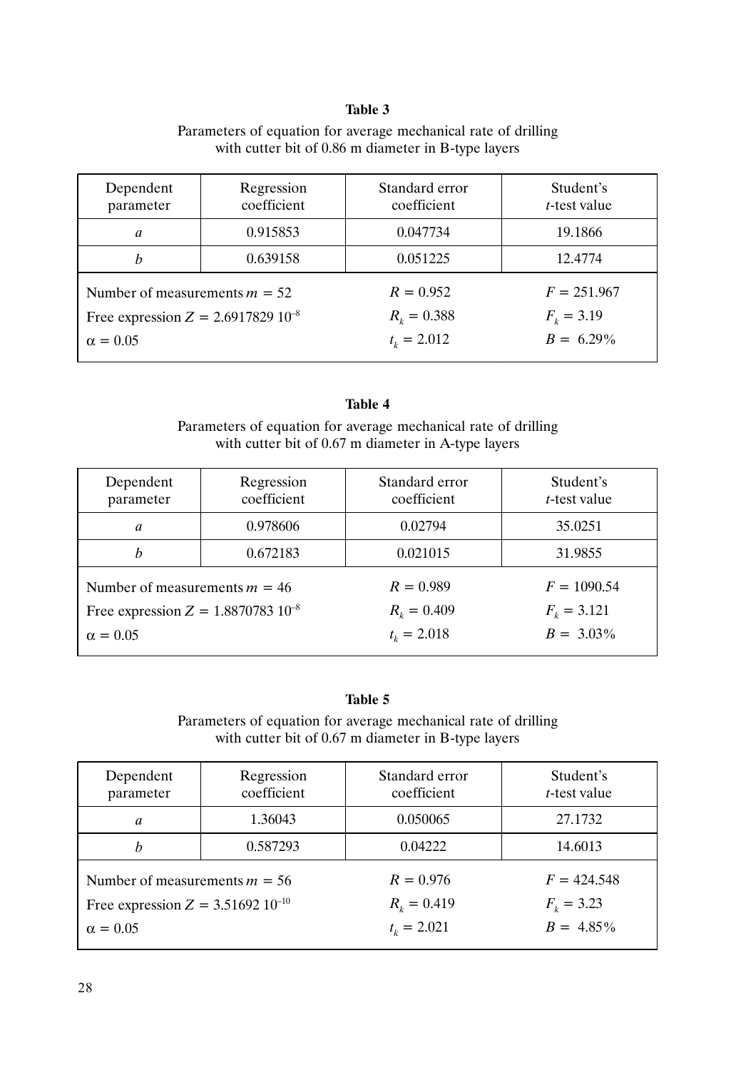**Table 3**

Parameters of equation for average mechanical rate of drilling with cutter bit of 0.86 m diameter in B-type layers

| Dependent parameter | Regression coefficient | Standard error coefficient | Student's *t*-test value |
|---|---|---|---|
| *a* | 0.915853 | 0.047734 | 19.1866 |
| *b* | 0.639158 | 0.051225 | 12.4774 |
| Number of measurements $m = 52$ | | $R = 0.952$ | $F = 251.967$ |
| Free expression $Z = 2.6917829\ 10^{-8}$ | | $R_k = 0.388$ | $F_k = 3.19$ |
| $\alpha = 0.05$ | | $t_k = 2.012$ | $B = 6.29\%$ |

**Table 4**

Parameters of equation for average mechanical rate of drilling with cutter bit of 0.67 m diameter in A-type layers

| Dependent parameter | Regression coefficient | Standard error coefficient | Student's *t*-test value |
|---|---|---|---|
| *a* | 0.978606 | 0.02794 | 35.0251 |
| *b* | 0.672183 | 0.021015 | 31.9855 |
| Number of measurements $m = 46$ | | $R = 0.989$ | $F = 1090.54$ |
| Free expression $Z = 1.8870783\ 10^{-8}$ | | $R_k = 0.409$ | $F_k = 3.121$ |
| $\alpha = 0.05$ | | $t_k = 2.018$ | $B = 3.03\%$ |

**Table 5**

Parameters of equation for average mechanical rate of drilling with cutter bit of 0.67 m diameter in B-type layers

| Dependent parameter | Regression coefficient | Standard error coefficient | Student's *t*-test value |
|---|---|---|---|
| *a* | 1.36043 | 0.050065 | 27.1732 |
| *b* | 0.587293 | 0.04222 | 14.6013 |
| Number of measurements $m = 56$ | | $R = 0.976$ | $F = 424.548$ |
| Free expression $Z = 3.51692\ 10^{-10}$ | | $R_k = 0.419$ | $F_k = 3.23$ |
| $\alpha = 0.05$ | | $t_k = 2.021$ | $B = 4.85\%$ |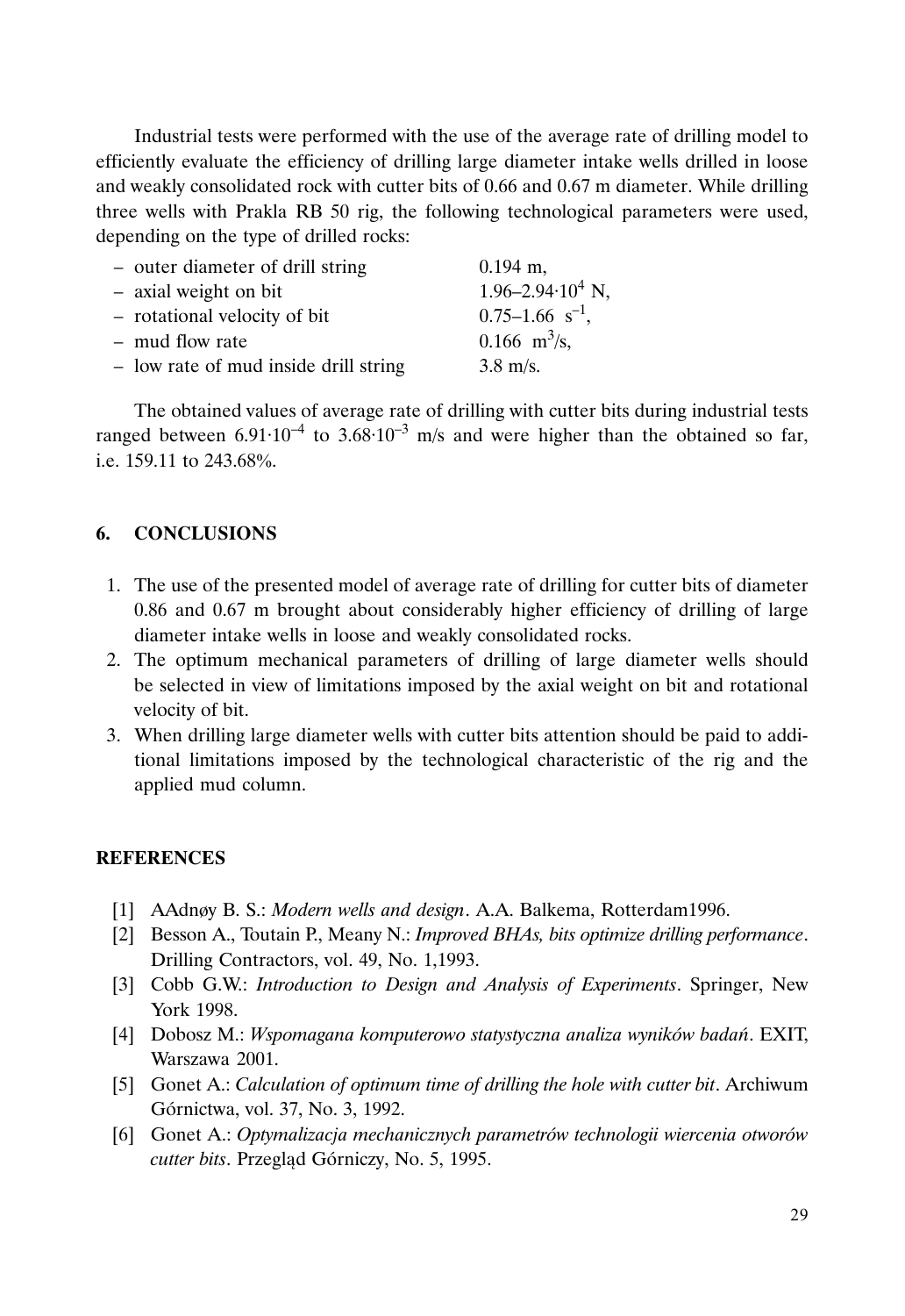Industrial tests were performed with the use of the average rate of drilling model to efficiently evaluate the efficiency of drilling large diameter intake wells drilled in loose and weakly consolidated rock with cutter bits of 0.66 and 0.67 m diameter. While drilling three wells with Prakla RB 50 rig, the following technological parameters were used, depending on the type of drilled rocks:

- outer diameter of drill string — 0.194 m,
- axial weight on bit — $1.96–2.94 \cdot 10^4$ N,
- rotational velocity of bit — $0.75–1.66$ $s^{-1}$,
- mud flow rate — $0.166$ $m^3/s$,
- low rate of mud inside drill string — 3.8 m/s.

The obtained values of average rate of drilling with cutter bits during industrial tests ranged between $6.91 \cdot 10^{-4}$ to $3.68 \cdot 10^{-3}$ m/s and were higher than the obtained so far, i.e. 159.11 to 243.68%.

## 6. CONCLUSIONS

1. The use of the presented model of average rate of drilling for cutter bits of diameter 0.86 and 0.67 m brought about considerably higher efficiency of drilling of large diameter intake wells in loose and weakly consolidated rocks.
2. The optimum mechanical parameters of drilling of large diameter wells should be selected in view of limitations imposed by the axial weight on bit and rotational velocity of bit.
3. When drilling large diameter wells with cutter bits attention should be paid to additional limitations imposed by the technological characteristic of the rig and the applied mud column.

## REFERENCES

[1] AAdnøy B. S.: *Modern wells and design*. A.A. Balkema, Rotterdam1996.

[2] Besson A., Toutain P., Meany N.: *Improved BHAs, bits optimize drilling performance*. Drilling Contractors, vol. 49, No. 1,1993.

[3] Cobb G.W.: *Introduction to Design and Analysis of Experiments*. Springer, New York 1998.

[4] Dobosz M.: *Wspomagana komputerowo statystyczna analiza wyników badań*. EXIT, Warszawa 2001.

[5] Gonet A.: *Calculation of optimum time of drilling the hole with cutter bit*. Archiwum Górnictwa, vol. 37, No. 3, 1992.

[6] Gonet A.: *Optymalizacja mechanicznych parametrów technologii wiercenia otworów cutter bits*. Przegląd Górniczy, No. 5, 1995.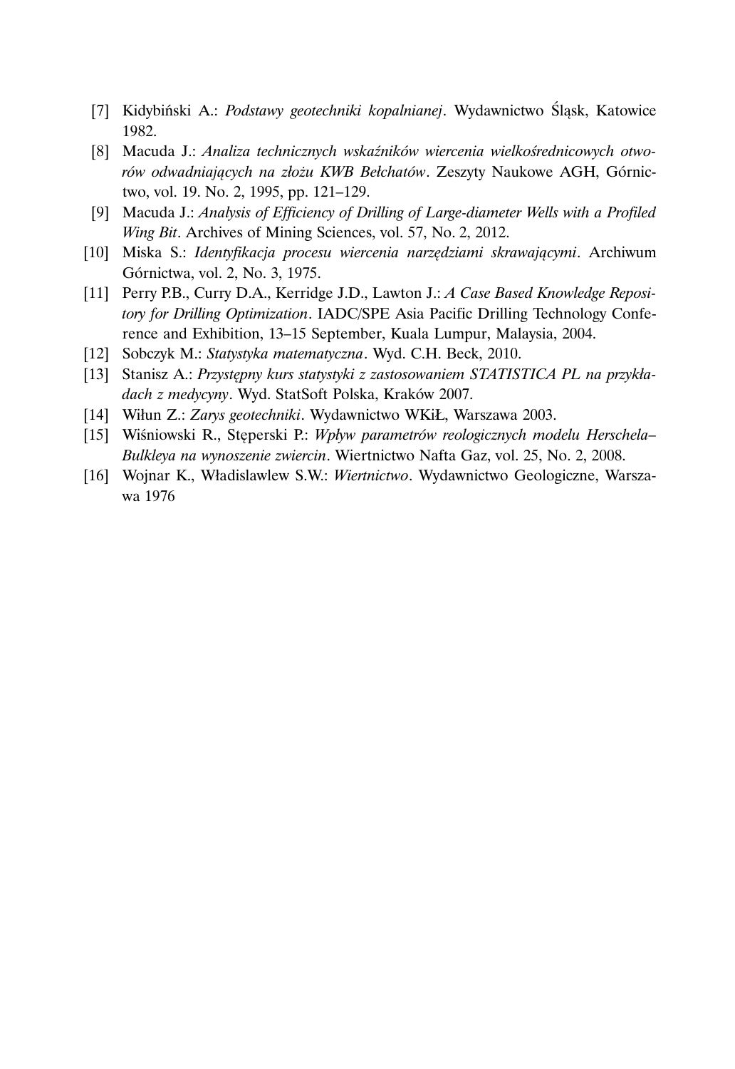[7] Kidybiński A.: *Podstawy geotechniki kopalnianej*. Wydawnictwo Śląsk, Katowice 1982.

[8] Macuda J.: *Analiza technicznych wskaźników wiercenia wielkośrednicowych otworów odwadniających na złożu KWB Bełchatów*. Zeszyty Naukowe AGH, Górnictwo, vol. 19. No. 2, 1995, pp. 121–129.

[9] Macuda J.: *Analysis of Efficiency of Drilling of Large-diameter Wells with a Profiled Wing Bit*. Archives of Mining Sciences, vol. 57, No. 2, 2012.

[10] Miska S.: *Identyfikacja procesu wiercenia narzędziami skrawającymi*. Archiwum Górnictwa, vol. 2, No. 3, 1975.

[11] Perry P.B., Curry D.A., Kerridge J.D., Lawton J.: *A Case Based Knowledge Repository for Drilling Optimization*. IADC/SPE Asia Pacific Drilling Technology Conference and Exhibition, 13–15 September, Kuala Lumpur, Malaysia, 2004.

[12] Sobczyk M.: *Statystyka matematyczna*. Wyd. C.H. Beck, 2010.

[13] Stanisz A.: *Przystępny kurs statystyki z zastosowaniem STATISTICA PL na przykładach z medycyny*. Wyd. StatSoft Polska, Kraków 2007.

[14] Wiłun Z.: *Zarys geotechniki*. Wydawnictwo WKiŁ, Warszawa 2003.

[15] Wiśniowski R., Stęperski P.: *Wpływ parametrów reologicznych modelu Herschela–Bulkleya na wynoszenie zwiercin*. Wiertnictwo Nafta Gaz, vol. 25, No. 2, 2008.

[16] Wojnar K., Władislawlew S.W.: *Wiertnictwo*. Wydawnictwo Geologiczne, Warszawa 1976